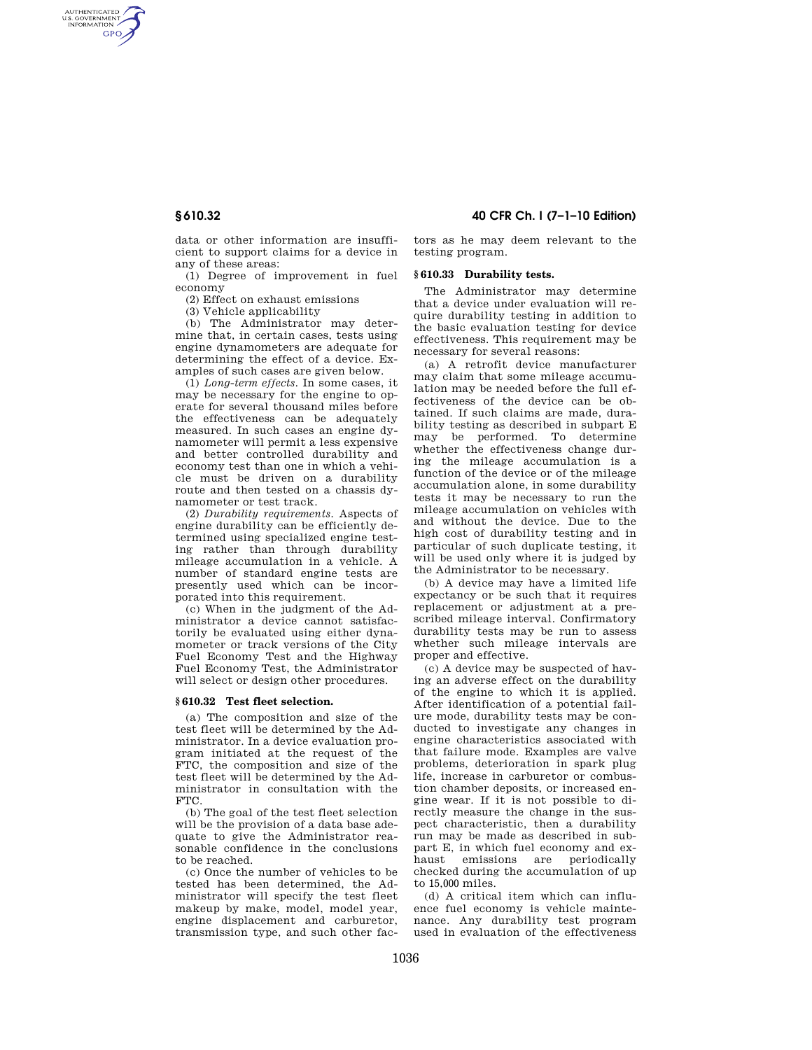data or other information are insufficient to support claims for a device in any of these areas:

(1) Degree of improvement in fuel economy

(2) Effect on exhaust emissions

(3) Vehicle applicability

(b) The Administrator may determine that, in certain cases, tests using engine dynamometers are adequate for determining the effect of a device. Examples of such cases are given below.

(1) *Long-term effects.* In some cases, it may be necessary for the engine to operate for several thousand miles before the effectiveness can be adequately measured. In such cases an engine dynamometer will permit a less expensive and better controlled durability and economy test than one in which a vehicle must be driven on a durability route and then tested on a chassis dynamometer or test track.

(2) *Durability requirements.* Aspects of engine durability can be efficiently determined using specialized engine testing rather than through durability mileage accumulation in a vehicle. A number of standard engine tests are presently used which can be incorporated into this requirement.

(c) When in the judgment of the Administrator a device cannot satisfactorily be evaluated using either dynamometer or track versions of the City Fuel Economy Test and the Highway Fuel Economy Test, the Administrator will select or design other procedures.

## § 610.32 Test fleet selection.

(a) The composition and size of the test fleet will be determined by the Administrator. In a device evaluation program initiated at the request of the FTC, the composition and size of the test fleet will be determined by the Administrator in consultation with the FTC.

(b) The goal of the test fleet selection will be the provision of a data base adequate to give the Administrator reasonable confidence in the conclusions to be reached.

(c) Once the number of vehicles to be tested has been determined, the Administrator will specify the test fleet makeup by make, model, model year, engine displacement and carburetor, transmission type, and such other factors as he may deem relevant to the testing program.

## § 610.33 Durability tests.

The Administrator may determine that a device under evaluation will require durability testing in addition to the basic evaluation testing for device effectiveness. This requirement may be necessary for several reasons:

(a) A retrofit device manufacturer may claim that some mileage accumulation may be needed before the full effectiveness of the device can be obtained. If such claims are made, durability testing as described in subpart E may be performed. To determine whether the effectiveness change during the mileage accumulation is a function of the device or of the mileage accumulation alone, in some durability tests it may be necessary to run the mileage accumulation on vehicles with and without the device. Due to the high cost of durability testing and in particular of such duplicate testing, it will be used only where it is judged by the Administrator to be necessary.

(b) A device may have a limited life expectancy or be such that it requires replacement or adjustment at a prescribed mileage interval. Confirmatory durability tests may be run to assess whether such mileage intervals are proper and effective.

(c) A device may be suspected of having an adverse effect on the durability of the engine to which it is applied. After identification of a potential failure mode, durability tests may be conducted to investigate any changes in engine characteristics associated with that failure mode. Examples are valve problems, deterioration in spark plug life, increase in carburetor or combustion chamber deposits, or increased engine wear. If it is not possible to directly measure the change in the suspect characteristic, then a durability run may be made as described in subpart E, in which fuel economy and exhaust emissions are periodically checked during the accumulation of up to 15,000 miles.

(d) A critical item which can influence fuel economy is vehicle maintenance. Any durability test program used in evaluation of the effectiveness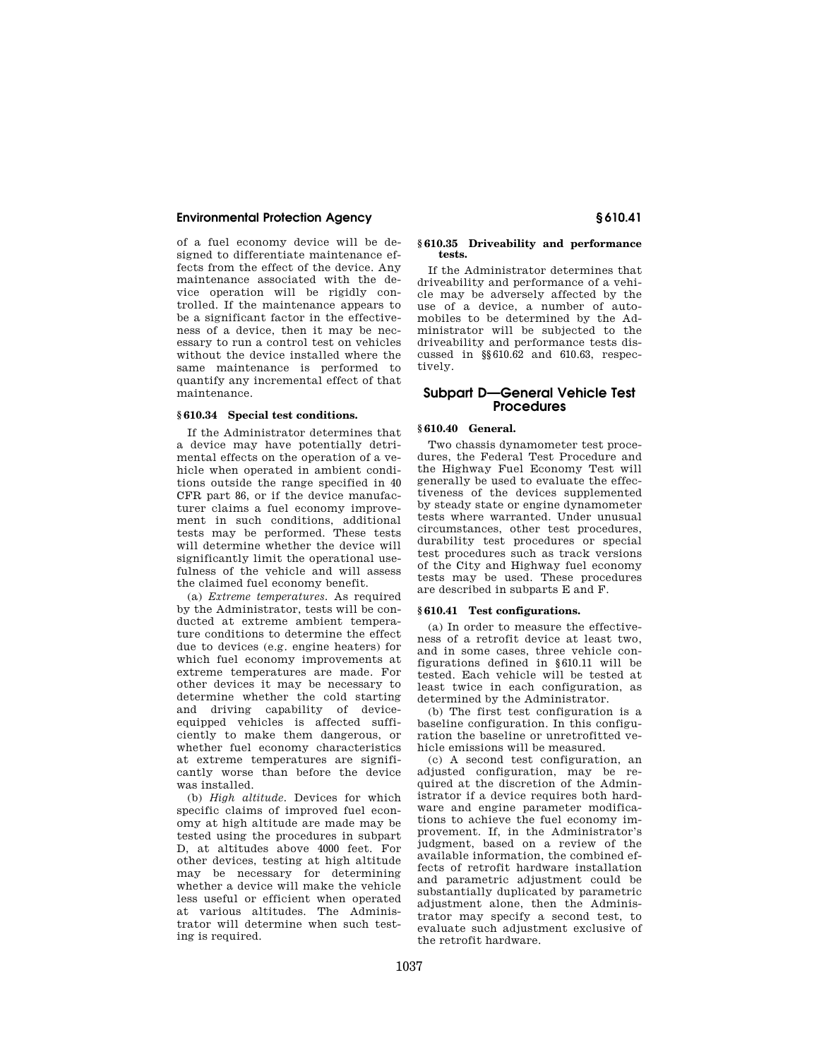of a fuel economy device will be designed to differentiate maintenance effects from the effect of the device. Any maintenance associated with the device operation will be rigidly controlled. If the maintenance appears to be a significant factor in the effectiveness of a device, then it may be necessary to run a control test on vehicles without the device installed where the same maintenance is performed to quantify any incremental effect of that maintenance.

### § 610.34 Special test conditions.

If the Administrator determines that a device may have potentially detrimental effects on the operation of a vehicle when operated in ambient conditions outside the range specified in 40 CFR part 86, or if the device manufacturer claims a fuel economy improvement in such conditions, additional tests may be performed. These tests will determine whether the device will significantly limit the operational usefulness of the vehicle and will assess the claimed fuel economy benefit.

(a) *Extreme temperatures*. As required by the Administrator, tests will be conducted at extreme ambient temperature conditions to determine the effect due to devices (e.g. engine heaters) for which fuel economy improvements at extreme temperatures are made. For other devices it may be necessary to determine whether the cold starting and driving capability of device-equipped vehicles is affected sufficiently to make them dangerous, or whether fuel economy characteristics at extreme temperatures are significantly worse than before the device was installed.

(b) *High altitude*. Devices for which specific claims of improved fuel economy at high altitude are made may be tested using the procedures in subpart D, at altitudes above 4000 feet. For other devices, testing at high altitude may be necessary for determining whether a device will make the vehicle less useful or efficient when operated at various altitudes. The Administrator will determine when such testing is required.

### § 610.35 Driveability and performance tests.

If the Administrator determines that driveability and performance of a vehicle may be adversely affected by the use of a device, a number of automobiles to be determined by the Administrator will be subjected to the driveability and performance tests discussed in §§ 610.62 and 610.63, respectively.

## Subpart D—General Vehicle Test Procedures

### § 610.40 General.

Two chassis dynamometer test procedures, the Federal Test Procedure and the Highway Fuel Economy Test will generally be used to evaluate the effectiveness of the devices supplemented by steady state or engine dynamometer tests where warranted. Under unusual circumstances, other test procedures, durability test procedures or special test procedures such as track versions of the City and Highway fuel economy tests may be used. These procedures are described in subparts E and F.

### § 610.41 Test configurations.

(a) In order to measure the effectiveness of a retrofit device at least two, and in some cases, three vehicle configurations defined in § 610.11 will be tested. Each vehicle will be tested at least twice in each configuration, as determined by the Administrator.

(b) The first test configuration is a baseline configuration. In this configuration the baseline or unretrofitted vehicle emissions will be measured.

(c) A second test configuration, an adjusted configuration, may be required at the discretion of the Administrator if a device requires both hardware and engine parameter modifications to achieve the fuel economy improvement. If, in the Administrator's judgment, based on a review of the available information, the combined effects of retrofit hardware installation and parametric adjustment could be substantially duplicated by parametric adjustment alone, then the Administrator may specify a second test, to evaluate such adjustment exclusive of the retrofit hardware.